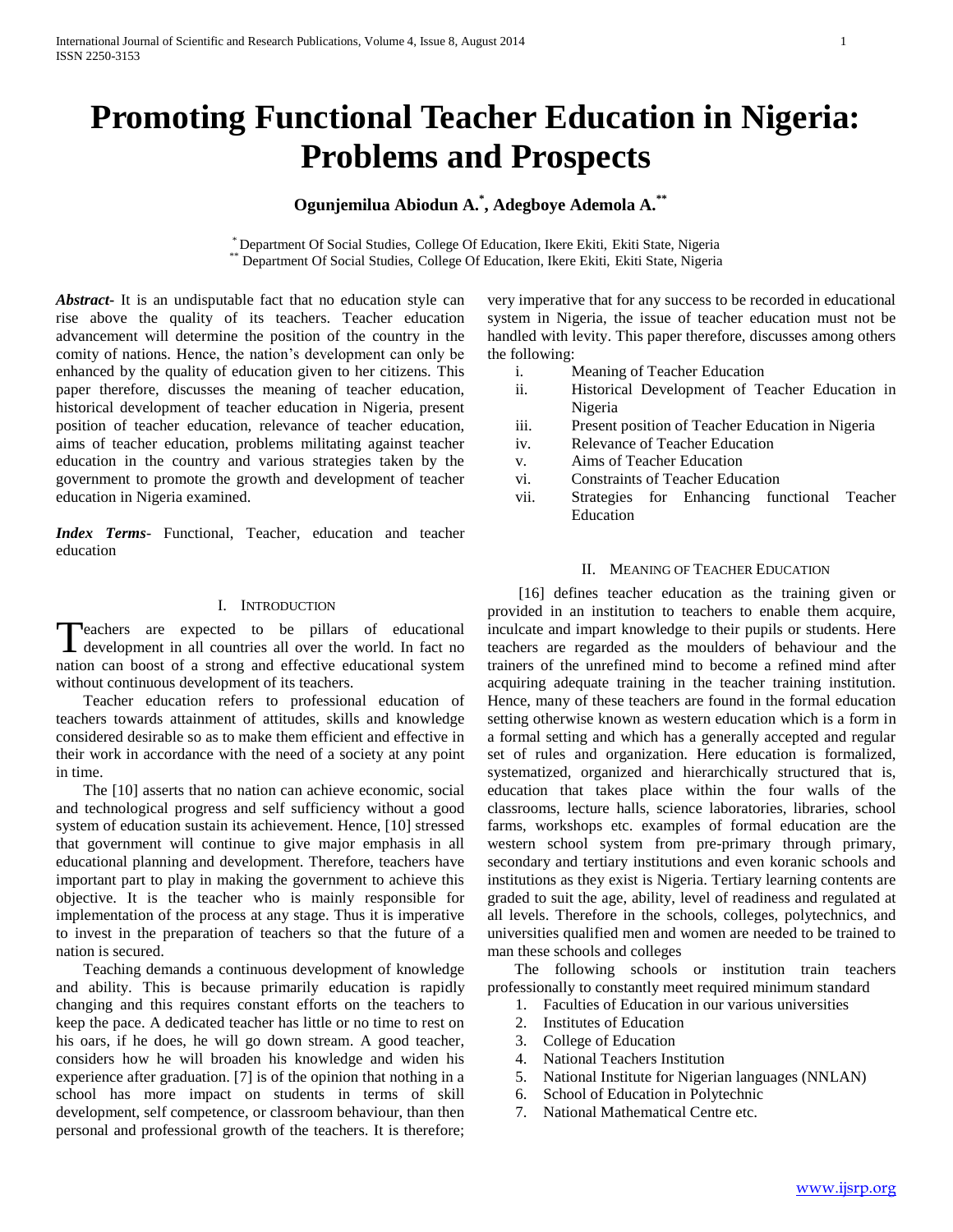# Promoting Functional Teacher Education in Nigeria: Problems and Prospects

**Ogunjemilua Abiodun A.[*], Adegboye Ademola A.[**]**

[*] Department Of Social Studies, College Of Education, Ikere Ekiti, Ekiti State, Nigeria
[**] Department Of Social Studies, College Of Education, Ikere Ekiti, Ekiti State, Nigeria

***Abstract-*** It is an undisputable fact that no education style can rise above the quality of its teachers. Teacher education advancement will determine the position of the country in the comity of nations. Hence, the nation's development can only be enhanced by the quality of education given to her citizens. This paper therefore, discusses the meaning of teacher education, historical development of teacher education in Nigeria, present position of teacher education, relevance of teacher education, aims of teacher education, problems militating against teacher education in the country and various strategies taken by the government to promote the growth and development of teacher education in Nigeria examined.

***Index Terms*-** Functional, Teacher, education and teacher education

## I. Introduction

Teachers are expected to be pillars of educational development in all countries all over the world. In fact no nation can boost of a strong and effective educational system without continuous development of its teachers.

Teacher education refers to professional education of teachers towards attainment of attitudes, skills and knowledge considered desirable so as to make them efficient and effective in their work in accordance with the need of a society at any point in time.

The [10] asserts that no nation can achieve economic, social and technological progress and self sufficiency without a good system of education sustain its achievement. Hence, [10] stressed that government will continue to give major emphasis in all educational planning and development. Therefore, teachers have important part to play in making the government to achieve this objective. It is the teacher who is mainly responsible for implementation of the process at any stage. Thus it is imperative to invest in the preparation of teachers so that the future of a nation is secured.

Teaching demands a continuous development of knowledge and ability. This is because primarily education is rapidly changing and this requires constant efforts on the teachers to keep the pace. A dedicated teacher has little or no time to rest on his oars, if he does, he will go down stream. A good teacher, considers how he will broaden his knowledge and widen his experience after graduation. [7] is of the opinion that nothing in a school has more impact on students in terms of skill development, self competence, or classroom behaviour, than then personal and professional growth of the teachers. It is therefore; very imperative that for any success to be recorded in educational system in Nigeria, the issue of teacher education must not be handled with levity. This paper therefore, discusses among others the following:

i. Meaning of Teacher Education
ii. Historical Development of Teacher Education in Nigeria
iii. Present position of Teacher Education in Nigeria
iv. Relevance of Teacher Education
v. Aims of Teacher Education
vi. Constraints of Teacher Education
vii. Strategies for Enhancing functional Teacher Education

## II. Meaning of Teacher Education

[16] defines teacher education as the training given or provided in an institution to teachers to enable them acquire, inculcate and impart knowledge to their pupils or students. Here teachers are regarded as the moulders of behaviour and the trainers of the unrefined mind to become a refined mind after acquiring adequate training in the teacher training institution. Hence, many of these teachers are found in the formal education setting otherwise known as western education which is a form in a formal setting and which has a generally accepted and regular set of rules and organization. Here education is formalized, systematized, organized and hierarchically structured that is, education that takes place within the four walls of the classrooms, lecture halls, science laboratories, libraries, school farms, workshops etc. examples of formal education are the western school system from pre-primary through primary, secondary and tertiary institutions and even koranic schools and institutions as they exist is Nigeria. Tertiary learning contents are graded to suit the age, ability, level of readiness and regulated at all levels. Therefore in the schools, colleges, polytechnics, and universities qualified men and women are needed to be trained to man these schools and colleges

The following schools or institution train teachers professionally to constantly meet required minimum standard

1. Faculties of Education in our various universities
2. Institutes of Education
3. College of Education
4. National Teachers Institution
5. National Institute for Nigerian languages (NNLAN)
6. School of Education in Polytechnic
7. National Mathematical Centre etc.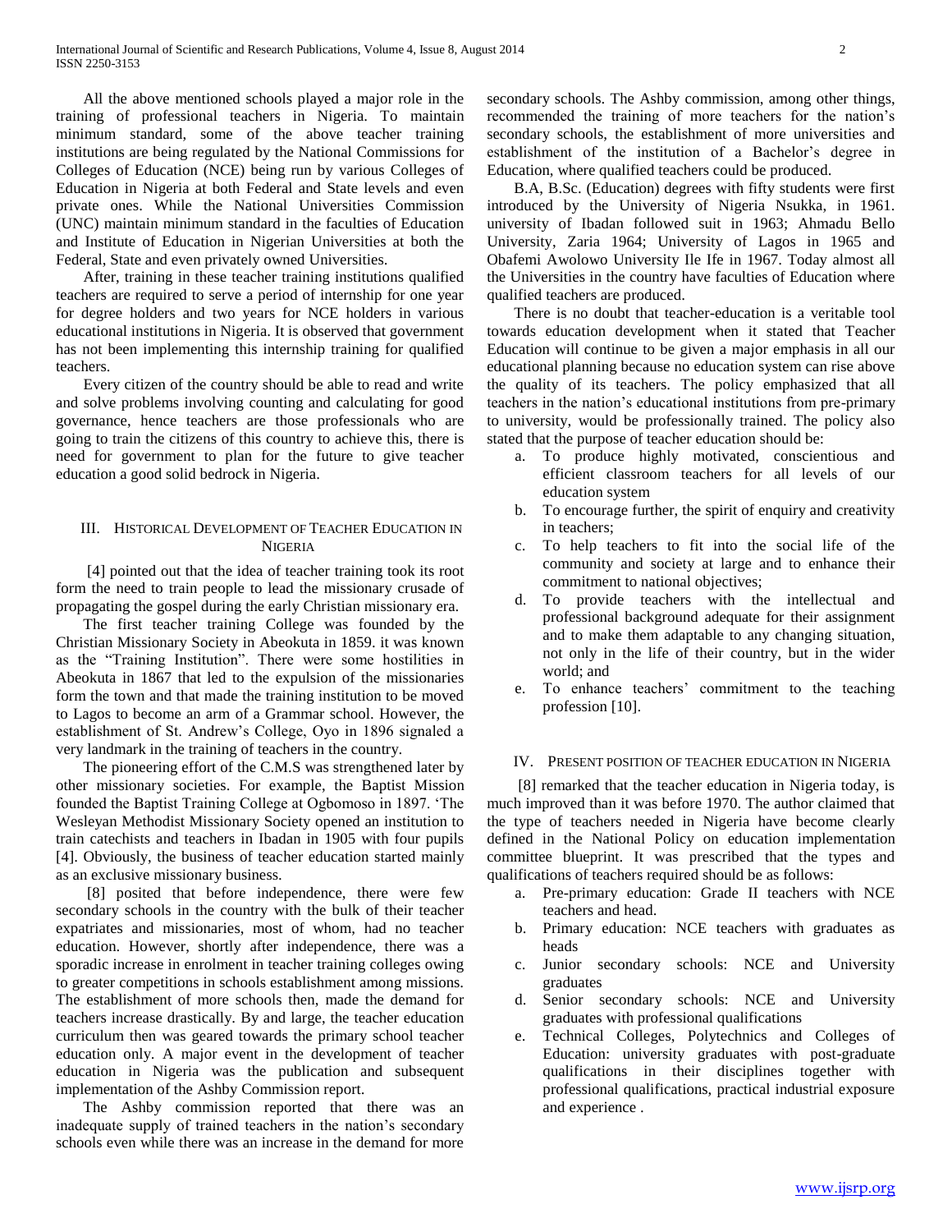All the above mentioned schools played a major role in the training of professional teachers in Nigeria. To maintain minimum standard, some of the above teacher training institutions are being regulated by the National Commissions for Colleges of Education (NCE) being run by various Colleges of Education in Nigeria at both Federal and State levels and even private ones. While the National Universities Commission (UNC) maintain minimum standard in the faculties of Education and Institute of Education in Nigerian Universities at both the Federal, State and even privately owned Universities.

After, training in these teacher training institutions qualified teachers are required to serve a period of internship for one year for degree holders and two years for NCE holders in various educational institutions in Nigeria. It is observed that government has not been implementing this internship training for qualified teachers.

Every citizen of the country should be able to read and write and solve problems involving counting and calculating for good governance, hence teachers are those professionals who are going to train the citizens of this country to achieve this, there is need for government to plan for the future to give teacher education a good solid bedrock in Nigeria.

## III. Historical Development of Teacher Education in Nigeria

[4] pointed out that the idea of teacher training took its root form the need to train people to lead the missionary crusade of propagating the gospel during the early Christian missionary era.

The first teacher training College was founded by the Christian Missionary Society in Abeokuta in 1859. it was known as the "Training Institution". There were some hostilities in Abeokuta in 1867 that led to the expulsion of the missionaries form the town and that made the training institution to be moved to Lagos to become an arm of a Grammar school. However, the establishment of St. Andrew's College, Oyo in 1896 signaled a very landmark in the training of teachers in the country.

The pioneering effort of the C.M.S was strengthened later by other missionary societies. For example, the Baptist Mission founded the Baptist Training College at Ogbomoso in 1897. 'The Wesleyan Methodist Missionary Society opened an institution to train catechists and teachers in Ibadan in 1905 with four pupils [4]. Obviously, the business of teacher education started mainly as an exclusive missionary business.

[8] posited that before independence, there were few secondary schools in the country with the bulk of their teacher expatriates and missionaries, most of whom, had no teacher education. However, shortly after independence, there was a sporadic increase in enrolment in teacher training colleges owing to greater competitions in schools establishment among missions. The establishment of more schools then, made the demand for teachers increase drastically. By and large, the teacher education curriculum then was geared towards the primary school teacher education only. A major event in the development of teacher education in Nigeria was the publication and subsequent implementation of the Ashby Commission report.

The Ashby commission reported that there was an inadequate supply of trained teachers in the nation's secondary schools even while there was an increase in the demand for more secondary schools. The Ashby commission, among other things, recommended the training of more teachers for the nation's secondary schools, the establishment of more universities and establishment of the institution of a Bachelor's degree in Education, where qualified teachers could be produced.

B.A, B.Sc. (Education) degrees with fifty students were first introduced by the University of Nigeria Nsukka, in 1961. university of Ibadan followed suit in 1963; Ahmadu Bello University, Zaria 1964; University of Lagos in 1965 and Obafemi Awolowo University Ile Ife in 1967. Today almost all the Universities in the country have faculties of Education where qualified teachers are produced.

There is no doubt that teacher-education is a veritable tool towards education development when it stated that Teacher Education will continue to be given a major emphasis in all our educational planning because no education system can rise above the quality of its teachers. The policy emphasized that all teachers in the nation's educational institutions from pre-primary to university, would be professionally trained. The policy also stated that the purpose of teacher education should be:

a. To produce highly motivated, conscientious and efficient classroom teachers for all levels of our education system
b. To encourage further, the spirit of enquiry and creativity in teachers;
c. To help teachers to fit into the social life of the community and society at large and to enhance their commitment to national objectives;
d. To provide teachers with the intellectual and professional background adequate for their assignment and to make them adaptable to any changing situation, not only in the life of their country, but in the wider world; and
e. To enhance teachers' commitment to the teaching profession [10].

## IV. Present position of teacher education in Nigeria

[8] remarked that the teacher education in Nigeria today, is much improved than it was before 1970. The author claimed that the type of teachers needed in Nigeria have become clearly defined in the National Policy on education implementation committee blueprint. It was prescribed that the types and qualifications of teachers required should be as follows:

a. Pre-primary education: Grade II teachers with NCE teachers and head.
b. Primary education: NCE teachers with graduates as heads
c. Junior secondary schools: NCE and University graduates
d. Senior secondary schools: NCE and University graduates with professional qualifications
e. Technical Colleges, Polytechnics and Colleges of Education: university graduates with post-graduate qualifications in their disciplines together with professional qualifications, practical industrial exposure and experience .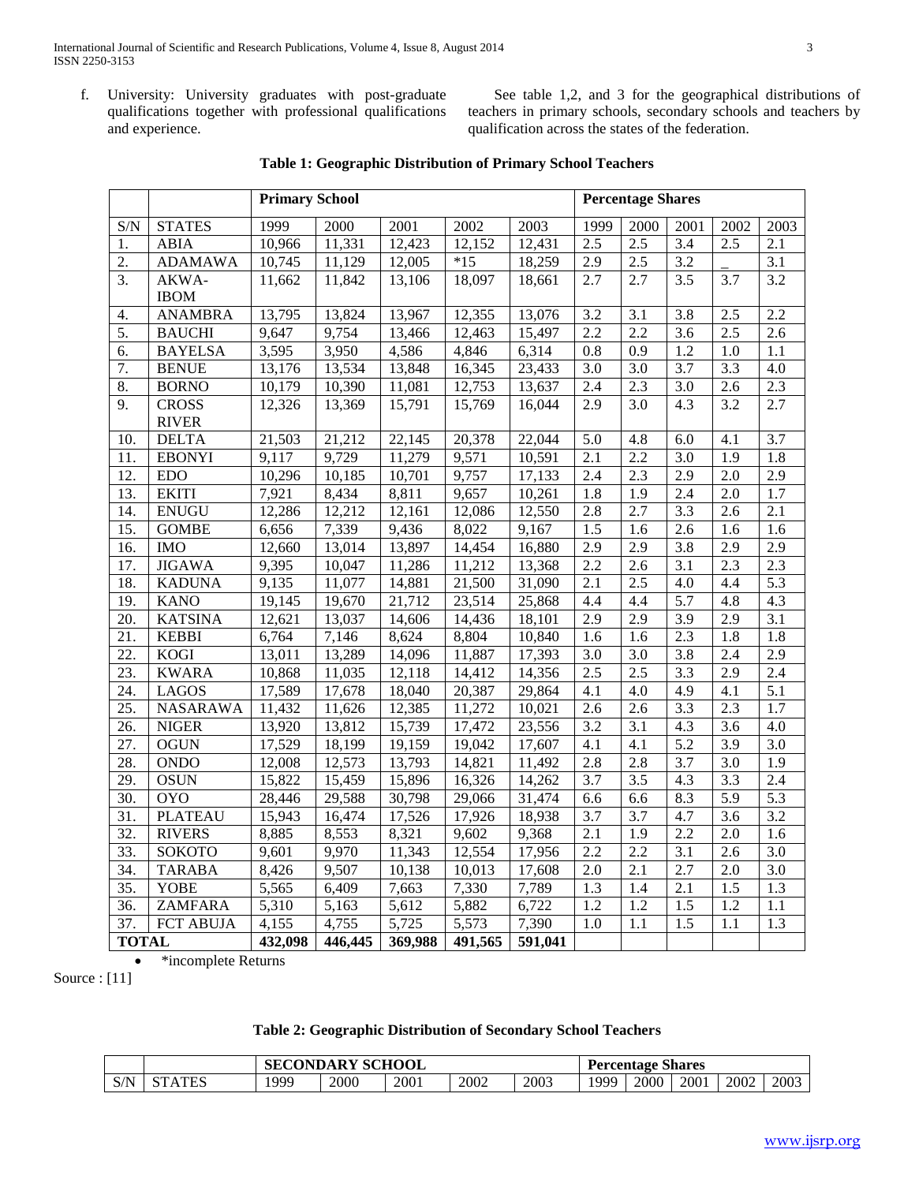f. University: University graduates with post-graduate qualifications together with professional qualifications and experience.

See table 1,2, and 3 for the geographical distributions of teachers in primary schools, secondary schools and teachers by qualification across the states of the federation.

**Table 1: Geographic Distribution of Primary School Teachers**

| | | Primary School | | | | | Percentage Shares | | | | |
|---|---|---|---|---|---|---|---|---|---|---|---|
| S/N | STATES | 1999 | 2000 | 2001 | 2002 | 2003 | 1999 | 2000 | 2001 | 2002 | 2003 |
| 1. | ABIA | 10,966 | 11,331 | 12,423 | 12,152 | 12,431 | 2.5 | 2.5 | 3.4 | 2.5 | 2.1 |
| 2. | ADAMAWA | 10,745 | 11,129 | 12,005 | *15 | 18,259 | 2.9 | 2.5 | 3.2 | _ | 3.1 |
| 3. | AKWA-IBOM | 11,662 | 11,842 | 13,106 | 18,097 | 18,661 | 2.7 | 2.7 | 3.5 | 3.7 | 3.2 |
| 4. | ANAMBRA | 13,795 | 13,824 | 13,967 | 12,355 | 13,076 | 3.2 | 3.1 | 3.8 | 2.5 | 2.2 |
| 5. | BAUCHI | 9,647 | 9,754 | 13,466 | 12,463 | 15,497 | 2.2 | 2.2 | 3.6 | 2.5 | 2.6 |
| 6. | BAYELSA | 3,595 | 3,950 | 4,586 | 4,846 | 6,314 | 0.8 | 0.9 | 1.2 | 1.0 | 1.1 |
| 7. | BENUE | 13,176 | 13,534 | 13,848 | 16,345 | 23,433 | 3.0 | 3.0 | 3.7 | 3.3 | 4.0 |
| 8. | BORNO | 10,179 | 10,390 | 11,081 | 12,753 | 13,637 | 2.4 | 2.3 | 3.0 | 2.6 | 2.3 |
| 9. | CROSS RIVER | 12,326 | 13,369 | 15,791 | 15,769 | 16,044 | 2.9 | 3.0 | 4.3 | 3.2 | 2.7 |
| 10. | DELTA | 21,503 | 21,212 | 22,145 | 20,378 | 22,044 | 5.0 | 4.8 | 6.0 | 4.1 | 3.7 |
| 11. | EBONYI | 9,117 | 9,729 | 11,279 | 9,571 | 10,591 | 2.1 | 2.2 | 3.0 | 1.9 | 1.8 |
| 12. | EDO | 10,296 | 10,185 | 10,701 | 9,757 | 17,133 | 2.4 | 2.3 | 2.9 | 2.0 | 2.9 |
| 13. | EKITI | 7,921 | 8,434 | 8,811 | 9,657 | 10,261 | 1.8 | 1.9 | 2.4 | 2.0 | 1.7 |
| 14. | ENUGU | 12,286 | 12,212 | 12,161 | 12,086 | 12,550 | 2.8 | 2.7 | 3.3 | 2.6 | 2.1 |
| 15. | GOMBE | 6,656 | 7,339 | 9,436 | 8,022 | 9,167 | 1.5 | 1.6 | 2.6 | 1.6 | 1.6 |
| 16. | IMO | 12,660 | 13,014 | 13,897 | 14,454 | 16,880 | 2.9 | 2.9 | 3.8 | 2.9 | 2.9 |
| 17. | JIGAWA | 9,395 | 10,047 | 11,286 | 11,212 | 13,368 | 2.2 | 2.6 | 3.1 | 2.3 | 2.3 |
| 18. | KADUNA | 9,135 | 11,077 | 14,881 | 21,500 | 31,090 | 2.1 | 2.5 | 4.0 | 4.4 | 5.3 |
| 19. | KANO | 19,145 | 19,670 | 21,712 | 23,514 | 25,868 | 4.4 | 4.4 | 5.7 | 4.8 | 4.3 |
| 20. | KATSINA | 12,621 | 13,037 | 14,606 | 14,436 | 18,101 | 2.9 | 2.9 | 3.9 | 2.9 | 3.1 |
| 21. | KEBBI | 6,764 | 7,146 | 8,624 | 8,804 | 10,840 | 1.6 | 1.6 | 2.3 | 1.8 | 1.8 |
| 22. | KOGI | 13,011 | 13,289 | 14,096 | 11,887 | 17,393 | 3.0 | 3.0 | 3.8 | 2.4 | 2.9 |
| 23. | KWARA | 10,868 | 11,035 | 12,118 | 14,412 | 14,356 | 2.5 | 2.5 | 3.3 | 2.9 | 2.4 |
| 24. | LAGOS | 17,589 | 17,678 | 18,040 | 20,387 | 29,864 | 4.1 | 4.0 | 4.9 | 4.1 | 5.1 |
| 25. | NASARAWA | 11,432 | 11,626 | 12,385 | 11,272 | 10,021 | 2.6 | 2.6 | 3.3 | 2.3 | 1.7 |
| 26. | NIGER | 13,920 | 13,812 | 15,739 | 17,472 | 23,556 | 3.2 | 3.1 | 4.3 | 3.6 | 4.0 |
| 27. | OGUN | 17,529 | 18,199 | 19,159 | 19,042 | 17,607 | 4.1 | 4.1 | 5.2 | 3.9 | 3.0 |
| 28. | ONDO | 12,008 | 12,573 | 13,793 | 14,821 | 11,492 | 2.8 | 2.8 | 3.7 | 3.0 | 1.9 |
| 29. | OSUN | 15,822 | 15,459 | 15,896 | 16,326 | 14,262 | 3.7 | 3.5 | 4.3 | 3.3 | 2.4 |
| 30. | OYO | 28,446 | 29,588 | 30,798 | 29,066 | 31,474 | 6.6 | 6.6 | 8.3 | 5.9 | 5.3 |
| 31. | PLATEAU | 15,943 | 16,474 | 17,526 | 17,926 | 18,938 | 3.7 | 3.7 | 4.7 | 3.6 | 3.2 |
| 32. | RIVERS | 8,885 | 8,553 | 8,321 | 9,602 | 9,368 | 2.1 | 1.9 | 2.2 | 2.0 | 1.6 |
| 33. | SOKOTO | 9,601 | 9,970 | 11,343 | 12,554 | 17,956 | 2.2 | 2.2 | 3.1 | 2.6 | 3.0 |
| 34. | TARABA | 8,426 | 9,507 | 10,138 | 10,013 | 17,608 | 2.0 | 2.1 | 2.7 | 2.0 | 3.0 |
| 35. | YOBE | 5,565 | 6,409 | 7,663 | 7,330 | 7,789 | 1.3 | 1.4 | 2.1 | 1.5 | 1.3 |
| 36. | ZAMFARA | 5,310 | 5,163 | 5,612 | 5,882 | 6,722 | 1.2 | 1.2 | 1.5 | 1.2 | 1.1 |
| 37. | FCT ABUJA | 4,155 | 4,755 | 5,725 | 5,573 | 7,390 | 1.0 | 1.1 | 1.5 | 1.1 | 1.3 |
| TOTAL | | 432,098 | 446,445 | 369,988 | 491,565 | 591,041 | | | | | |

- *incomplete Returns

Source : [11]

**Table 2: Geographic Distribution of Secondary School Teachers**

| | | SECONDARY SCHOOL | | | | | Percentage Shares | | | | |
|---|---|---|---|---|---|---|---|---|---|---|---|
| S/N | STATES | 1999 | 2000 | 2001 | 2002 | 2003 | 1999 | 2000 | 2001 | 2002 | 2003 |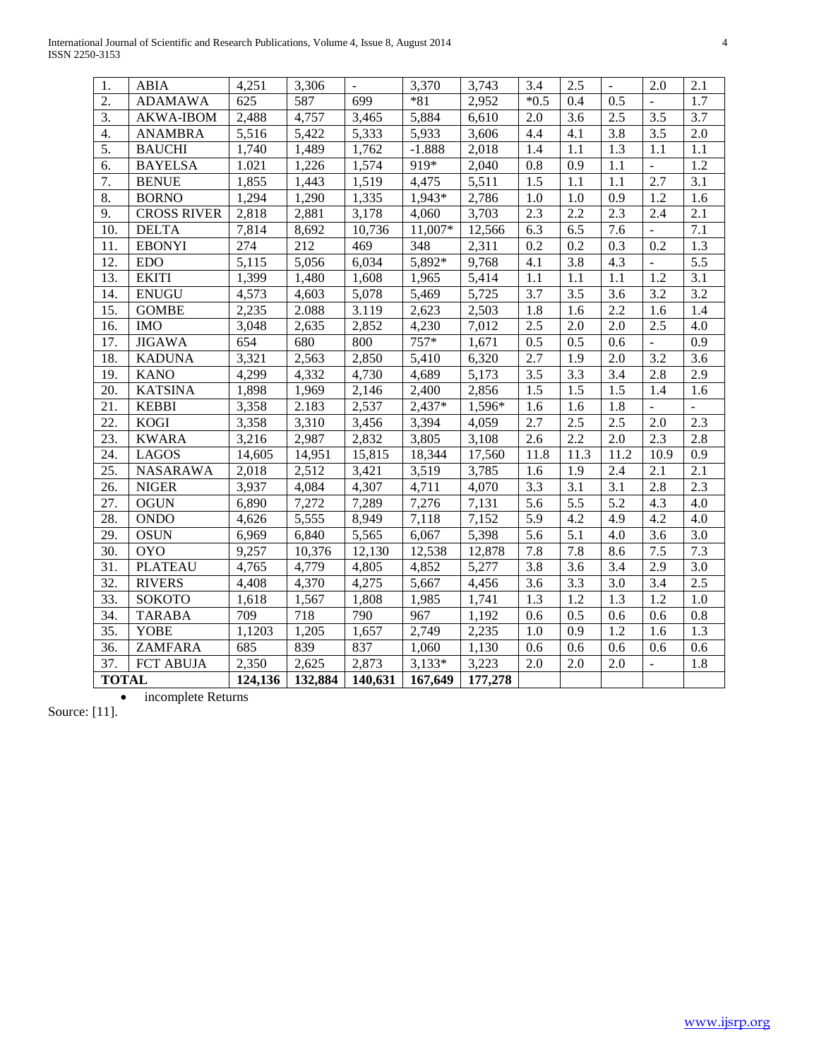| 1. | ABIA | 4,251 | 3,306 | - | 3,370 | 3,743 | 3.4 | 2.5 | - | 2.0 | 2.1 |
|---|---|---|---|---|---|---|---|---|---|---|---|
| 2. | ADAMAWA | 625 | 587 | 699 | *81 | 2,952 | *0.5 | 0.4 | 0.5 | - | 1.7 |
| 3. | AKWA-IBOM | 2,488 | 4,757 | 3,465 | 5,884 | 6,610 | 2.0 | 3.6 | 2.5 | 3.5 | 3.7 |
| 4. | ANAMBRA | 5,516 | 5,422 | 5,333 | 5,933 | 3,606 | 4.4 | 4.1 | 3.8 | 3.5 | 2.0 |
| 5. | BAUCHI | 1,740 | 1,489 | 1,762 | -1.888 | 2,018 | 1.4 | 1.1 | 1.3 | 1.1 | 1.1 |
| 6. | BAYELSA | 1.021 | 1,226 | 1,574 | 919* | 2,040 | 0.8 | 0.9 | 1.1 | - | 1.2 |
| 7. | BENUE | 1,855 | 1,443 | 1,519 | 4,475 | 5,511 | 1.5 | 1.1 | 1.1 | 2.7 | 3.1 |
| 8. | BORNO | 1,294 | 1,290 | 1,335 | 1,943* | 2,786 | 1.0 | 1.0 | 0.9 | 1.2 | 1.6 |
| 9. | CROSS RIVER | 2,818 | 2,881 | 3,178 | 4,060 | 3,703 | 2.3 | 2.2 | 2.3 | 2.4 | 2.1 |
| 10. | DELTA | 7,814 | 8,692 | 10,736 | 11,007* | 12,566 | 6.3 | 6.5 | 7.6 | - | 7.1 |
| 11. | EBONYI | 274 | 212 | 469 | 348 | 2,311 | 0.2 | 0.2 | 0.3 | 0.2 | 1.3 |
| 12. | EDO | 5,115 | 5,056 | 6,034 | 5,892* | 9,768 | 4.1 | 3.8 | 4.3 | - | 5.5 |
| 13. | EKITI | 1,399 | 1,480 | 1,608 | 1,965 | 5,414 | 1.1 | 1.1 | 1.1 | 1.2 | 3.1 |
| 14. | ENUGU | 4,573 | 4,603 | 5,078 | 5,469 | 5,725 | 3.7 | 3.5 | 3.6 | 3.2 | 3.2 |
| 15. | GOMBE | 2,235 | 2.088 | 3.119 | 2,623 | 2,503 | 1.8 | 1.6 | 2.2 | 1.6 | 1.4 |
| 16. | IMO | 3,048 | 2,635 | 2,852 | 4,230 | 7,012 | 2.5 | 2.0 | 2.0 | 2.5 | 4.0 |
| 17. | JIGAWA | 654 | 680 | 800 | 757* | 1,671 | 0.5 | 0.5 | 0.6 | - | 0.9 |
| 18. | KADUNA | 3,321 | 2,563 | 2,850 | 5,410 | 6,320 | 2.7 | 1.9 | 2.0 | 3.2 | 3.6 |
| 19. | KANO | 4,299 | 4,332 | 4,730 | 4,689 | 5,173 | 3.5 | 3.3 | 3.4 | 2.8 | 2.9 |
| 20. | KATSINA | 1,898 | 1,969 | 2,146 | 2,400 | 2,856 | 1.5 | 1.5 | 1.5 | 1.4 | 1.6 |
| 21. | KEBBI | 3,358 | 2.183 | 2,537 | 2,437* | 1,596* | 1.6 | 1.6 | 1.8 | - | - |
| 22. | KOGI | 3,358 | 3,310 | 3,456 | 3,394 | 4,059 | 2.7 | 2.5 | 2.5 | 2.0 | 2.3 |
| 23. | KWARA | 3,216 | 2,987 | 2,832 | 3,805 | 3,108 | 2.6 | 2.2 | 2.0 | 2.3 | 2.8 |
| 24. | LAGOS | 14,605 | 14,951 | 15,815 | 18,344 | 17,560 | 11.8 | 11.3 | 11.2 | 10.9 | 0.9 |
| 25. | NASARAWA | 2,018 | 2,512 | 3,421 | 3,519 | 3,785 | 1.6 | 1.9 | 2.4 | 2.1 | 2.1 |
| 26. | NIGER | 3,937 | 4,084 | 4,307 | 4,711 | 4,070 | 3.3 | 3.1 | 3.1 | 2.8 | 2.3 |
| 27. | OGUN | 6,890 | 7,272 | 7,289 | 7,276 | 7,131 | 5.6 | 5.5 | 5.2 | 4.3 | 4.0 |
| 28. | ONDO | 4,626 | 5,555 | 8,949 | 7,118 | 7,152 | 5.9 | 4.2 | 4.9 | 4.2 | 4.0 |
| 29. | OSUN | 6,969 | 6,840 | 5,565 | 6,067 | 5,398 | 5.6 | 5.1 | 4.0 | 3.6 | 3.0 |
| 30. | OYO | 9,257 | 10,376 | 12,130 | 12,538 | 12,878 | 7.8 | 7.8 | 8.6 | 7.5 | 7.3 |
| 31. | PLATEAU | 4,765 | 4,779 | 4,805 | 4,852 | 5,277 | 3.8 | 3.6 | 3.4 | 2.9 | 3.0 |
| 32. | RIVERS | 4,408 | 4,370 | 4,275 | 5,667 | 4,456 | 3.6 | 3.3 | 3.0 | 3.4 | 2.5 |
| 33. | SOKOTO | 1,618 | 1,567 | 1,808 | 1,985 | 1,741 | 1.3 | 1.2 | 1.3 | 1.2 | 1.0 |
| 34. | TARABA | 709 | 718 | 790 | 967 | 1,192 | 0.6 | 0.5 | 0.6 | 0.6 | 0.8 |
| 35. | YOBE | 1,1203 | 1,205 | 1,657 | 2,749 | 2,235 | 1.0 | 0.9 | 1.2 | 1.6 | 1.3 |
| 36. | ZAMFARA | 685 | 839 | 837 | 1,060 | 1,130 | 0.6 | 0.6 | 0.6 | 0.6 | 0.6 |
| 37. | FCT ABUJA | 2,350 | 2,625 | 2,873 | 3,133* | 3,223 | 2.0 | 2.0 | 2.0 | - | 1.8 |
| **TOTAL** | | **124,136** | **132,884** | **140,631** | **167,649** | **177,278** | | | | | |

- incomplete Returns

Source: [11].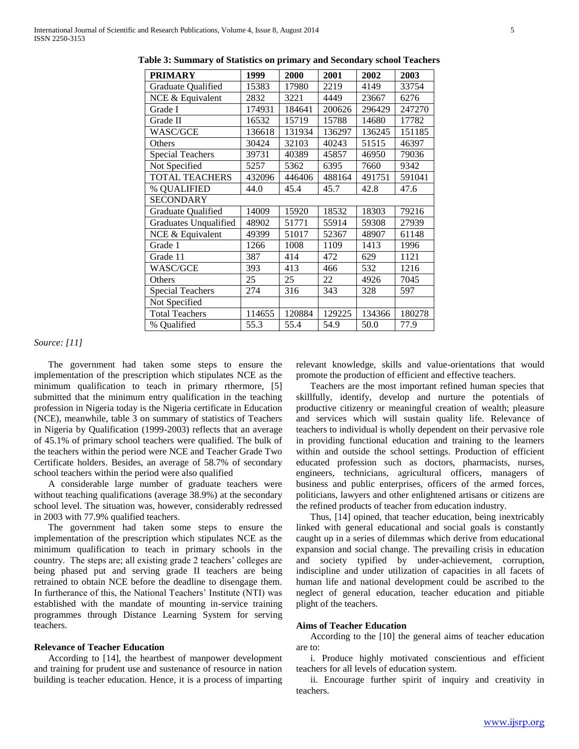**Table 3: Summary of Statistics on primary and Secondary school Teachers**

| PRIMARY | 1999 | 2000 | 2001 | 2002 | 2003 |
|---|---|---|---|---|---|
| Graduate Qualified | 15383 | 17980 | 2219 | 4149 | 33754 |
| NCE & Equivalent | 2832 | 3221 | 4449 | 23667 | 6276 |
| Grade I | 174931 | 184641 | 200626 | 296429 | 247270 |
| Grade II | 16532 | 15719 | 15788 | 14680 | 17782 |
| WASC/GCE | 136618 | 131934 | 136297 | 136245 | 151185 |
| Others | 30424 | 32103 | 40243 | 51515 | 46397 |
| Special Teachers | 39731 | 40389 | 45857 | 46950 | 79036 |
| Not Specified | 5257 | 5362 | 6395 | 7660 | 9342 |
| TOTAL TEACHERS | 432096 | 446406 | 488164 | 491751 | 591041 |
| % QUALIFIED | 44.0 | 45.4 | 45.7 | 42.8 | 47.6 |
| SECONDARY | | | | | |
| Graduate Qualified | 14009 | 15920 | 18532 | 18303 | 79216 |
| Graduates Unqualified | 48902 | 51771 | 55914 | 59308 | 27939 |
| NCE & Equivalent | 49399 | 51017 | 52367 | 48907 | 61148 |
| Grade 1 | 1266 | 1008 | 1109 | 1413 | 1996 |
| Grade 11 | 387 | 414 | 472 | 629 | 1121 |
| WASC/GCE | 393 | 413 | 466 | 532 | 1216 |
| Others | 25 | 25 | 22 | 4926 | 7045 |
| Special Teachers | 274 | 316 | 343 | 328 | 597 |
| Not Specified | | | | | |
| Total Teachers | 114655 | 120884 | 129225 | 134366 | 180278 |
| % Qualified | 55.3 | 55.4 | 54.9 | 50.0 | 77.9 |

*Source: [11]*

The government had taken some steps to ensure the implementation of the prescription which stipulates NCE as the minimum qualification to teach in primary rthermore, [5] submitted that the minimum entry qualification in the teaching profession in Nigeria today is the Nigeria certificate in Education (NCE), meanwhile, table 3 on summary of statistics of Teachers in Nigeria by Qualification (1999-2003) reflects that an average of 45.1% of primary school teachers were qualified. The bulk of the teachers within the period were NCE and Teacher Grade Two Certificate holders. Besides, an average of 58.7% of secondary school teachers within the period were also qualified

A considerable large number of graduate teachers were without teaching qualifications (average 38.9%) at the secondary school level. The situation was, however, considerably redressed in 2003 with 77.9% qualified teachers.

The government had taken some steps to ensure the implementation of the prescription which stipulates NCE as the minimum qualification to teach in primary schools in the country. The steps are; all existing grade 2 teachers' colleges are being phased put and serving grade II teachers are being retrained to obtain NCE before the deadline to disengage them. In furtherance of this, the National Teachers' Institute (NTI) was established with the mandate of mounting in-service training programmes through Distance Learning System for serving teachers.

### Relevance of Teacher Education

According to [14], the heartbest of manpower development and training for prudent use and sustenance of resource in nation building is teacher education. Hence, it is a process of imparting relevant knowledge, skills and value-orientations that would promote the production of efficient and effective teachers.

Teachers are the most important refined human species that skillfully, identify, develop and nurture the potentials of productive citizenry or meaningful creation of wealth; pleasure and services which will sustain quality life. Relevance of teachers to individual is wholly dependent on their pervasive role in providing functional education and training to the learners within and outside the school settings. Production of efficient educated profession such as doctors, pharmacists, nurses, engineers, technicians, agricultural officers, managers of business and public enterprises, officers of the armed forces, politicians, lawyers and other enlightened artisans or citizens are the refined products of teacher from education industry.

Thus, [14] opined, that teacher education, being inextricably linked with general educational and social goals is constantly caught up in a series of dilemmas which derive from educational expansion and social change. The prevailing crisis in education and society typified by under-achievement, corruption, indiscipline and under utilization of capacities in all facets of human life and national development could be ascribed to the neglect of general education, teacher education and pitiable plight of the teachers.

### Aims of Teacher Education

According to the [10] the general aims of teacher education are to:

i. Produce highly motivated conscientious and efficient teachers for all levels of education system.

ii. Encourage further spirit of inquiry and creativity in teachers.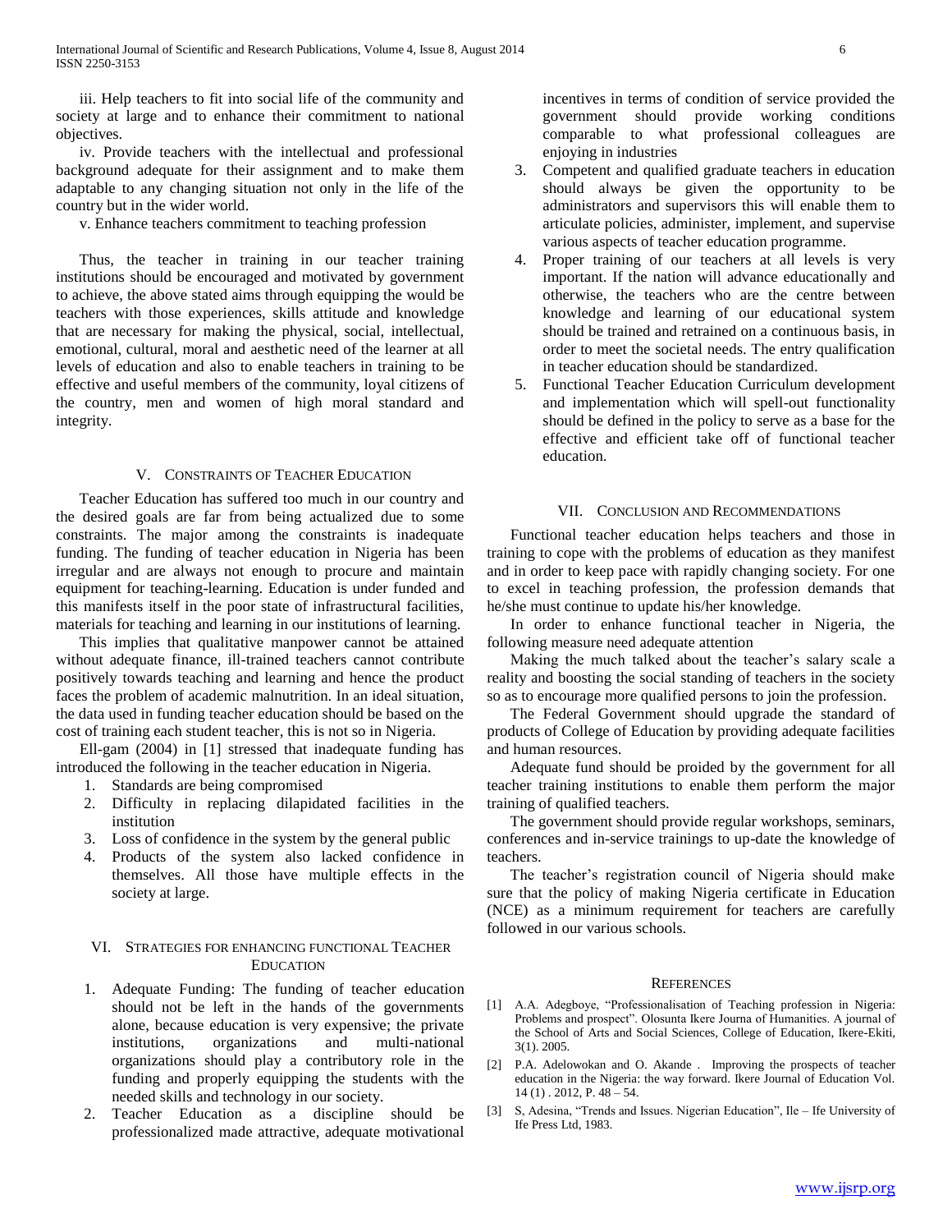iii. Help teachers to fit into social life of the community and society at large and to enhance their commitment to national objectives.

iv. Provide teachers with the intellectual and professional background adequate for their assignment and to make them adaptable to any changing situation not only in the life of the country but in the wider world.

v. Enhance teachers commitment to teaching profession

Thus, the teacher in training in our teacher training institutions should be encouraged and motivated by government to achieve, the above stated aims through equipping the would be teachers with those experiences, skills attitude and knowledge that are necessary for making the physical, social, intellectual, emotional, cultural, moral and aesthetic need of the learner at all levels of education and also to enable teachers in training to be effective and useful members of the community, loyal citizens of the country, men and women of high moral standard and integrity.

## V. Constraints of Teacher Education

Teacher Education has suffered too much in our country and the desired goals are far from being actualized due to some constraints. The major among the constraints is inadequate funding. The funding of teacher education in Nigeria has been irregular and are always not enough to procure and maintain equipment for teaching-learning. Education is under funded and this manifests itself in the poor state of infrastructural facilities, materials for teaching and learning in our institutions of learning.

This implies that qualitative manpower cannot be attained without adequate finance, ill-trained teachers cannot contribute positively towards teaching and learning and hence the product faces the problem of academic malnutrition. In an ideal situation, the data used in funding teacher education should be based on the cost of training each student teacher, this is not so in Nigeria.

Ell-gam (2004) in [1] stressed that inadequate funding has introduced the following in the teacher education in Nigeria.

1. Standards are being compromised
2. Difficulty in replacing dilapidated facilities in the institution
3. Loss of confidence in the system by the general public
4. Products of the system also lacked confidence in themselves. All those have multiple effects in the society at large.

## VI. Strategies for enhancing functional Teacher Education

1. Adequate Funding: The funding of teacher education should not be left in the hands of the governments alone, because education is very expensive; the private institutions, organizations and multi-national organizations should play a contributory role in the funding and properly equipping the students with the needed skills and technology in our society.
2. Teacher Education as a discipline should be professionalized made attractive, adequate motivational incentives in terms of condition of service provided the government should provide working conditions comparable to what professional colleagues are enjoying in industries
3. Competent and qualified graduate teachers in education should always be given the opportunity to be administrators and supervisors this will enable them to articulate policies, administer, implement, and supervise various aspects of teacher education programme.
4. Proper training of our teachers at all levels is very important. If the nation will advance educationally and otherwise, the teachers who are the centre between knowledge and learning of our educational system should be trained and retrained on a continuous basis, in order to meet the societal needs. The entry qualification in teacher education should be standardized.
5. Functional Teacher Education Curriculum development and implementation which will spell-out functionality should be defined in the policy to serve as a base for the effective and efficient take off of functional teacher education.

## VII. Conclusion and Recommendations

Functional teacher education helps teachers and those in training to cope with the problems of education as they manifest and in order to keep pace with rapidly changing society. For one to excel in teaching profession, the profession demands that he/she must continue to update his/her knowledge.

In order to enhance functional teacher in Nigeria, the following measure need adequate attention

Making the much talked about the teacher's salary scale a reality and boosting the social standing of teachers in the society so as to encourage more qualified persons to join the profession.

The Federal Government should upgrade the standard of products of College of Education by providing adequate facilities and human resources.

Adequate fund should be proided by the government for all teacher training institutions to enable them perform the major training of qualified teachers.

The government should provide regular workshops, seminars, conferences and in-service trainings to up-date the knowledge of teachers.

The teacher's registration council of Nigeria should make sure that the policy of making Nigeria certificate in Education (NCE) as a minimum requirement for teachers are carefully followed in our various schools.

## References

[1] A.A. Adegboye, "Professionalisation of Teaching profession in Nigeria: Problems and prospect". Olosunta Ikere Journa of Humanities. A journal of the School of Arts and Social Sciences, College of Education, Ikere-Ekiti, 3(1). 2005.

[2] P.A. Adelowokan and O. Akande . Improving the prospects of teacher education in the Nigeria: the way forward. Ikere Journal of Education Vol. 14 (1) . 2012, P. 48 – 54.

[3] S, Adesina, "Trends and Issues. Nigerian Education", Ile – Ife University of Ife Press Ltd, 1983.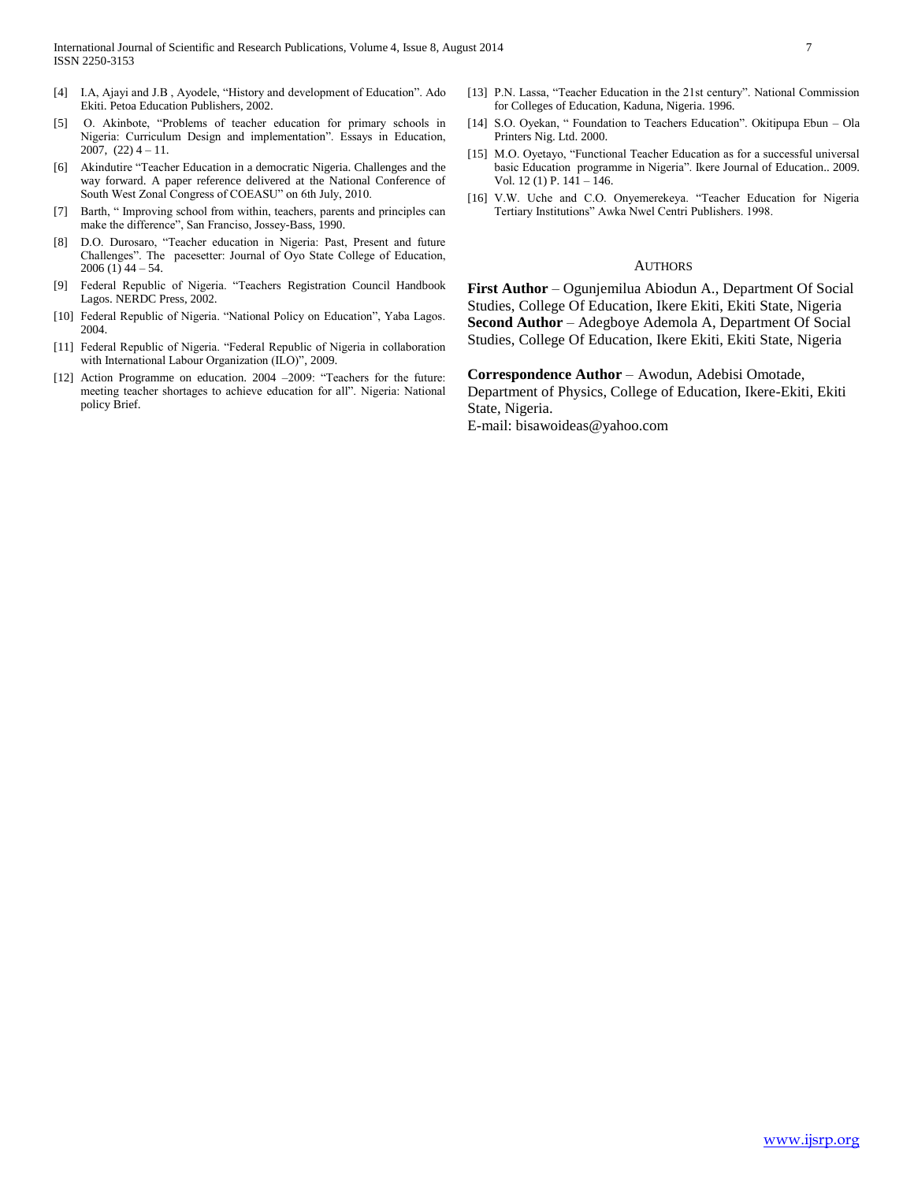[4] I.A, Ajayi and J.B , Ayodele, "History and development of Education". Ado Ekiti. Petoa Education Publishers, 2002.

[5] O. Akinbote, "Problems of teacher education for primary schools in Nigeria: Curriculum Design and implementation". Essays in Education, 2007, (22) 4 – 11.

[6] Akindutire "Teacher Education in a democratic Nigeria. Challenges and the way forward. A paper reference delivered at the National Conference of South West Zonal Congress of COEASU" on 6th July, 2010.

[7] Barth, " Improving school from within, teachers, parents and principles can make the difference", San Franciso, Jossey-Bass, 1990.

[8] D.O. Durosaro, "Teacher education in Nigeria: Past, Present and future Challenges". The pacesetter: Journal of Oyo State College of Education, 2006 (1) 44 – 54.

[9] Federal Republic of Nigeria. "Teachers Registration Council Handbook Lagos. NERDC Press, 2002.

[10] Federal Republic of Nigeria. "National Policy on Education", Yaba Lagos. 2004.

[11] Federal Republic of Nigeria. "Federal Republic of Nigeria in collaboration with International Labour Organization (ILO)", 2009.

[12] Action Programme on education. 2004 –2009: "Teachers for the future: meeting teacher shortages to achieve education for all". Nigeria: National policy Brief.

[13] P.N. Lassa, "Teacher Education in the 21st century". National Commission for Colleges of Education, Kaduna, Nigeria. 1996.

[14] S.O. Oyekan, " Foundation to Teachers Education". Okitipupa Ebun – Ola Printers Nig. Ltd. 2000.

[15] M.O. Oyetayo, "Functional Teacher Education as for a successful universal basic Education programme in Nigeria". Ikere Journal of Education.. 2009. Vol. 12 (1) P. 141 – 146.

[16] V.W. Uche and C.O. Onyemerekeya. "Teacher Education for Nigeria Tertiary Institutions" Awka Nwel Centri Publishers. 1998.

## AUTHORS

**First Author** – Ogunjemilua Abiodun A., Department Of Social Studies, College Of Education, Ikere Ekiti, Ekiti State, Nigeria

**Second Author** – Adegboye Ademola A, Department Of Social Studies, College Of Education, Ikere Ekiti, Ekiti State, Nigeria

**Correspondence Author** – Awodun, Adebisi Omotade, Department of Physics, College of Education, Ikere-Ekiti, Ekiti State, Nigeria.
E-mail: bisawoideas@yahoo.com